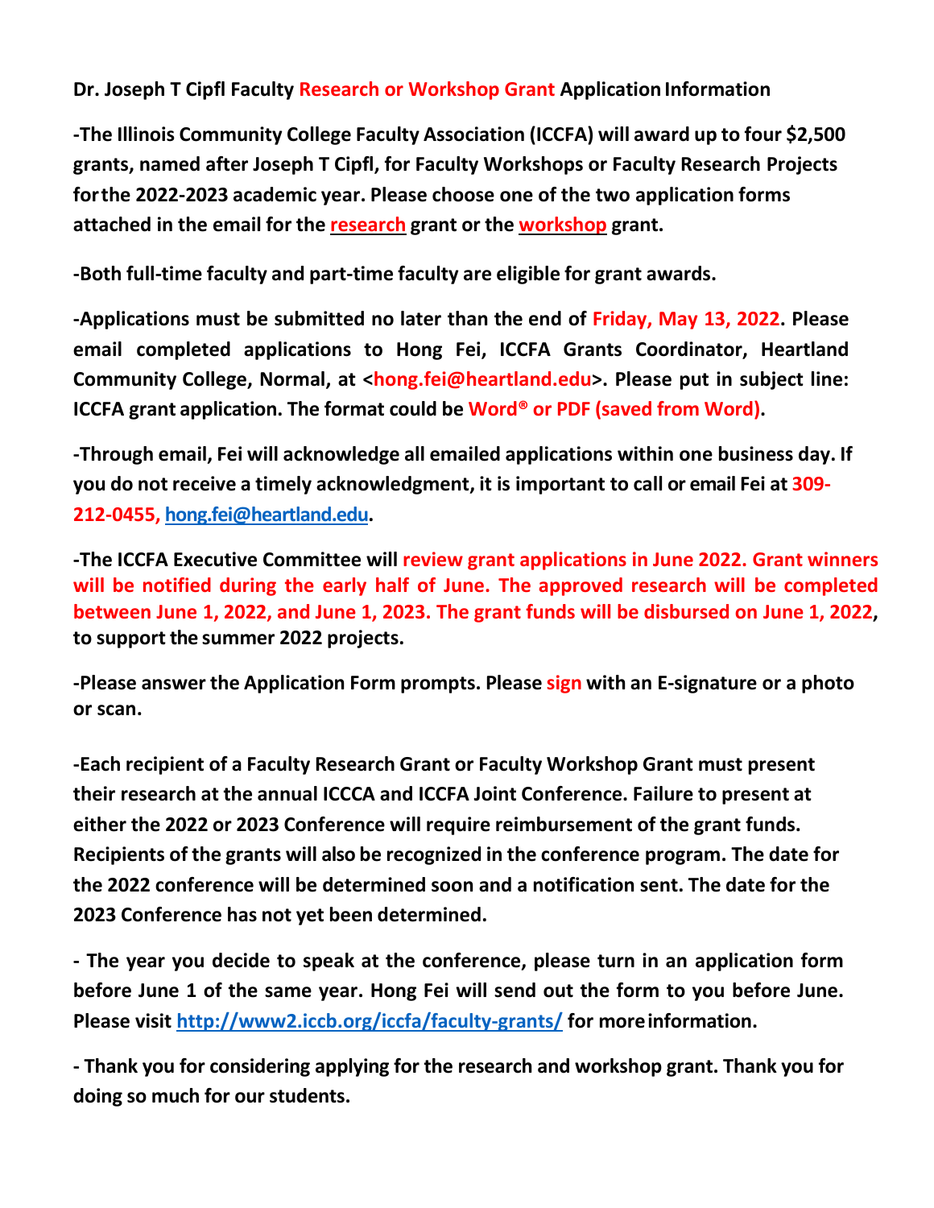**Dr. Joseph T Cipfl Faculty Research or Workshop Grant Application Information**

**-The Illinois Community College Faculty Association (ICCFA) will award up to four $2,500 grants, named after Joseph T Cipfl, for Faculty Workshops or Faculty Research Projects for the 2022-2023 academic year. Please choose one of the two application forms attached in the email for the research grant or the workshop grant.**

**-Both full-time faculty and part-time faculty are eligible for grant awards.**

**-Applications must be submitted no later than the end of Friday, May 13, 2022. Please email completed applications to Hong Fei, ICCFA Grants Coordinator, Heartland Community College, Normal, at <hong.fei@heartland.edu>. Please put in subject line: ICCFA grant application. The format could be Word® or PDF (saved from Word).**

**-Through email, Fei will acknowledge all emailed applications within one business day. If you do not receive a timely acknowledgment, it is important to call or email Fei at 309-212-0455, hong.fei@heartland.edu.**

**-The ICCFA Executive Committee will review grant applications in June 2022. Grant winners will be notified during the early half of June. The approved research will be completed between June 1, 2022, and June 1, 2023. The grant funds will be disbursed on June 1, 2022, to support the summer 2022 projects.**

**-Please answer the Application Form prompts. Please sign with an E-signature or a photo or scan.**

**-Each recipient of a Faculty Research Grant or Faculty Workshop Grant must present their research at the annual ICCCA and ICCFA Joint Conference. Failure to present at either the 2022 or 2023 Conference will require reimbursement of the grant funds. Recipients of the grants will also be recognized in the conference program. The date for the 2022 conference will be determined soon and a notification sent. The date for the 2023 Conference has not yet been determined.**

**- The year you decide to speak at the conference, please turn in an application form before June 1 of the same year. Hong Fei will send out the form to you before June. Please visit http://www2.iccb.org/iccfa/faculty-grants/ for more information.**

**- Thank you for considering applying for the research and workshop grant. Thank you for doing so much for our students.**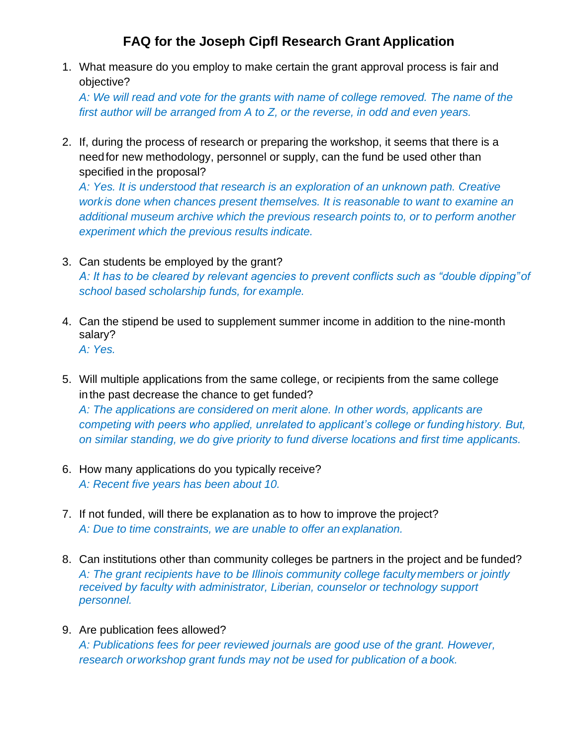# FAQ for the Joseph Cipfl Research Grant Application

1. What measure do you employ to make certain the grant approval process is fair and objective?
   *A: We will read and vote for the grants with name of college removed. The name of the first author will be arranged from A to Z, or the reverse, in odd and even years.*

2. If, during the process of research or preparing the workshop, it seems that there is a need for new methodology, personnel or supply, can the fund be used other than specified in the proposal?
   *A: Yes. It is understood that research is an exploration of an unknown path. Creative work is done when chances present themselves. It is reasonable to want to examine an additional museum archive which the previous research points to, or to perform another experiment which the previous results indicate.*

3. Can students be employed by the grant?
   *A: It has to be cleared by relevant agencies to prevent conflicts such as "double dipping" of school based scholarship funds, for example.*

4. Can the stipend be used to supplement summer income in addition to the nine-month salary?
   *A: Yes.*

5. Will multiple applications from the same college, or recipients from the same college in the past decrease the chance to get funded?
   *A: The applications are considered on merit alone. In other words, applicants are competing with peers who applied, unrelated to applicant's college or funding history. But, on similar standing, we do give priority to fund diverse locations and first time applicants.*

6. How many applications do you typically receive?
   *A: Recent five years has been about 10.*

7. If not funded, will there be explanation as to how to improve the project?
   *A: Due to time constraints, we are unable to offer an explanation.*

8. Can institutions other than community colleges be partners in the project and be funded?
   *A: The grant recipients have to be Illinois community college faculty members or jointly received by faculty with administrator, Liberian, counselor or technology support personnel.*

9. Are publication fees allowed?
   *A: Publications fees for peer reviewed journals are good use of the grant. However, research or workshop grant funds may not be used for publication of a book.*